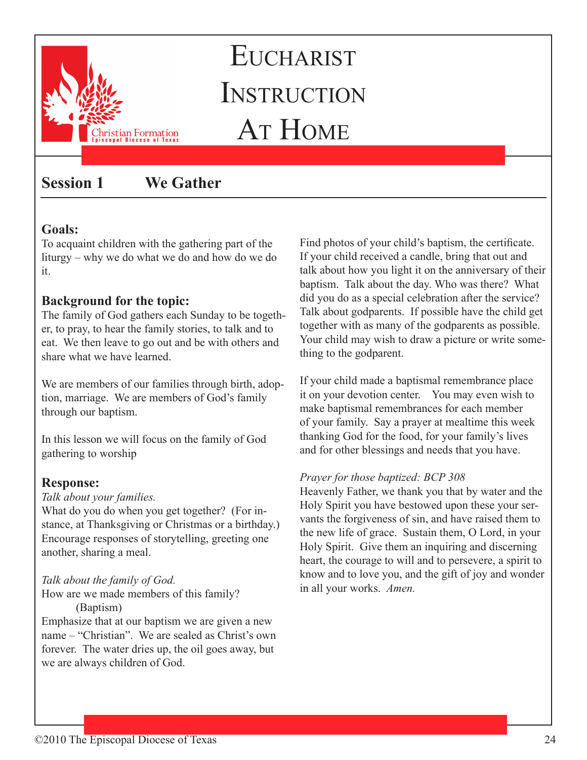# Eucharist Instruction At Home

Christian Formation
Episcopal Diocese of Texas

## Session 1 We Gather

### Goals:

To acquaint children with the gathering part of the liturgy – why we do what we do and how do we do it.

### Background for the topic:

The family of God gathers each Sunday to be together, to pray, to hear the family stories, to talk and to eat. We then leave to go out and be with others and share what we have learned.

We are members of our families through birth, adoption, marriage. We are members of God's family through our baptism.

In this lesson we will focus on the family of God gathering to worship

### Response:

*Talk about your families.*

What do you do when you get together? (For instance, at Thanksgiving or Christmas or a birthday.) Encourage responses of storytelling, greeting one another, sharing a meal.

*Talk about the family of God.*

How are we made members of this family?
 (Baptism)

Emphasize that at our baptism we are given a new name – "Christian". We are sealed as Christ's own forever. The water dries up, the oil goes away, but we are always children of God.

Find photos of your child's baptism, the certificate. If your child received a candle, bring that out and talk about how you light it on the anniversary of their baptism. Talk about the day. Who was there? What did you do as a special celebration after the service? Talk about godparents. If possible have the child get together with as many of the godparents as possible. Your child may wish to draw a picture or write something to the godparent.

If your child made a baptismal remembrance place it on your devotion center. You may even wish to make baptismal remembrances for each member of your family. Say a prayer at mealtime this week thanking God for the food, for your family's lives and for other blessings and needs that you have.

*Prayer for those baptized: BCP 308*

Heavenly Father, we thank you that by water and the Holy Spirit you have bestowed upon these your servants the forgiveness of sin, and have raised them to the new life of grace. Sustain them, O Lord, in your Holy Spirit. Give them an inquiring and discerning heart, the courage to will and to persevere, a spirit to know and to love you, and the gift of joy and wonder in all your works. *Amen.*

©2010 The Episcopal Diocese of Texas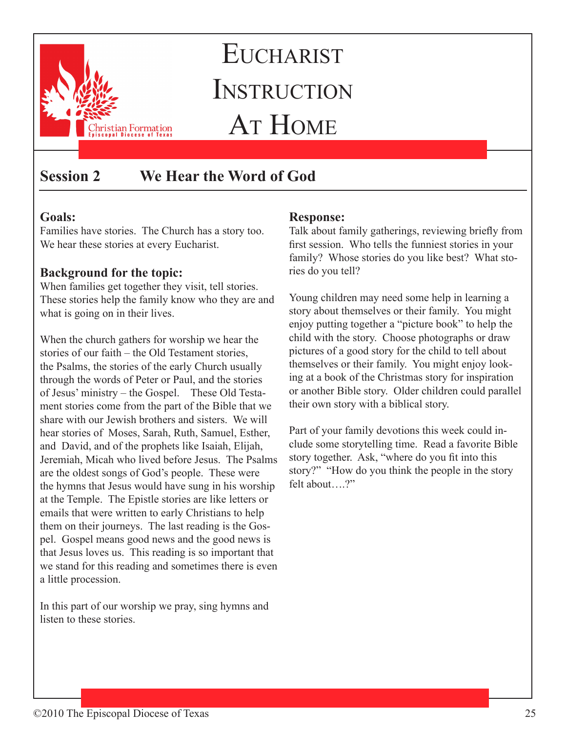# Eucharist Instruction At Home

Christian Formation
Episcopal Diocese of Texas

## Session 2 We Hear the Word of God

### Goals:

Families have stories. The Church has a story too. We hear these stories at every Eucharist.

### Background for the topic:

When families get together they visit, tell stories. These stories help the family know who they are and what is going on in their lives.

When the church gathers for worship we hear the stories of our faith – the Old Testament stories, the Psalms, the stories of the early Church usually through the words of Peter or Paul, and the stories of Jesus' ministry – the Gospel. These Old Testament stories come from the part of the Bible that we share with our Jewish brothers and sisters. We will hear stories of Moses, Sarah, Ruth, Samuel, Esther, and David, and of the prophets like Isaiah, Elijah, Jeremiah, Micah who lived before Jesus. The Psalms are the oldest songs of God's people. These were the hymns that Jesus would have sung in his worship at the Temple. The Epistle stories are like letters or emails that were written to early Christians to help them on their journeys. The last reading is the Gospel. Gospel means good news and the good news is that Jesus loves us. This reading is so important that we stand for this reading and sometimes there is even a little procession.

In this part of our worship we pray, sing hymns and listen to these stories.

### Response:

Talk about family gatherings, reviewing briefly from first session. Who tells the funniest stories in your family? Whose stories do you like best? What stories do you tell?

Young children may need some help in learning a story about themselves or their family. You might enjoy putting together a "picture book" to help the child with the story. Choose photographs or draw pictures of a good story for the child to tell about themselves or their family. You might enjoy looking at a book of the Christmas story for inspiration or another Bible story. Older children could parallel their own story with a biblical story.

Part of your family devotions this week could include some storytelling time. Read a favorite Bible story together. Ask, "where do you fit into this story?" "How do you think the people in the story felt about….?"

©2010 The Episcopal Diocese of Texas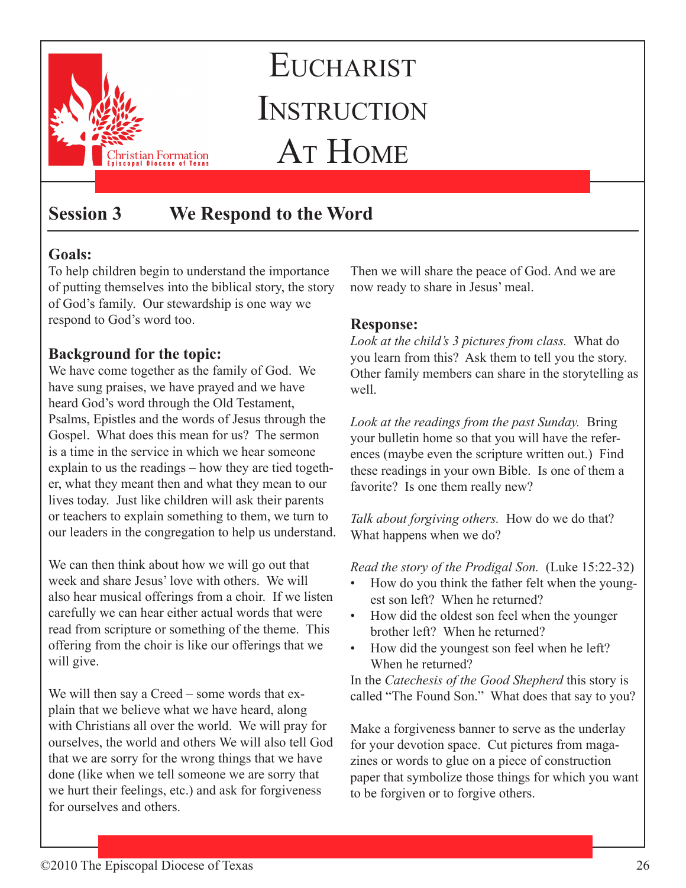# Eucharist Instruction At Home

## Session 3 We Respond to the Word

### Goals:

To help children begin to understand the importance of putting themselves into the biblical story, the story of God's family. Our stewardship is one way we respond to God's word too.

### Background for the topic:

We have come together as the family of God. We have sung praises, we have prayed and we have heard God's word through the Old Testament, Psalms, Epistles and the words of Jesus through the Gospel. What does this mean for us? The sermon is a time in the service in which we hear someone explain to us the readings – how they are tied together, what they meant then and what they mean to our lives today. Just like children will ask their parents or teachers to explain something to them, we turn to our leaders in the congregation to help us understand.

We can then think about how we will go out that week and share Jesus' love with others. We will also hear musical offerings from a choir. If we listen carefully we can hear either actual words that were read from scripture or something of the theme. This offering from the choir is like our offerings that we will give.

We will then say a Creed – some words that explain that we believe what we have heard, along with Christians all over the world. We will pray for ourselves, the world and others We will also tell God that we are sorry for the wrong things that we have done (like when we tell someone we are sorry that we hurt their feelings, etc.) and ask for forgiveness for ourselves and others.

Then we will share the peace of God. And we are now ready to share in Jesus' meal.

### Response:

*Look at the child's 3 pictures from class.* What do you learn from this? Ask them to tell you the story. Other family members can share in the storytelling as well.

*Look at the readings from the past Sunday.* Bring your bulletin home so that you will have the references (maybe even the scripture written out.) Find these readings in your own Bible. Is one of them a favorite? Is one them really new?

*Talk about forgiving others.* How do we do that? What happens when we do?

*Read the story of the Prodigal Son.* (Luke 15:22-32)

- How do you think the father felt when the youngest son left? When he returned?
- How did the oldest son feel when the younger brother left? When he returned?
- How did the youngest son feel when he left? When he returned?

In the *Catechesis of the Good Shepherd* this story is called "The Found Son." What does that say to you?

Make a forgiveness banner to serve as the underlay for your devotion space. Cut pictures from magazines or words to glue on a piece of construction paper that symbolize those things for which you want to be forgiven or to forgive others.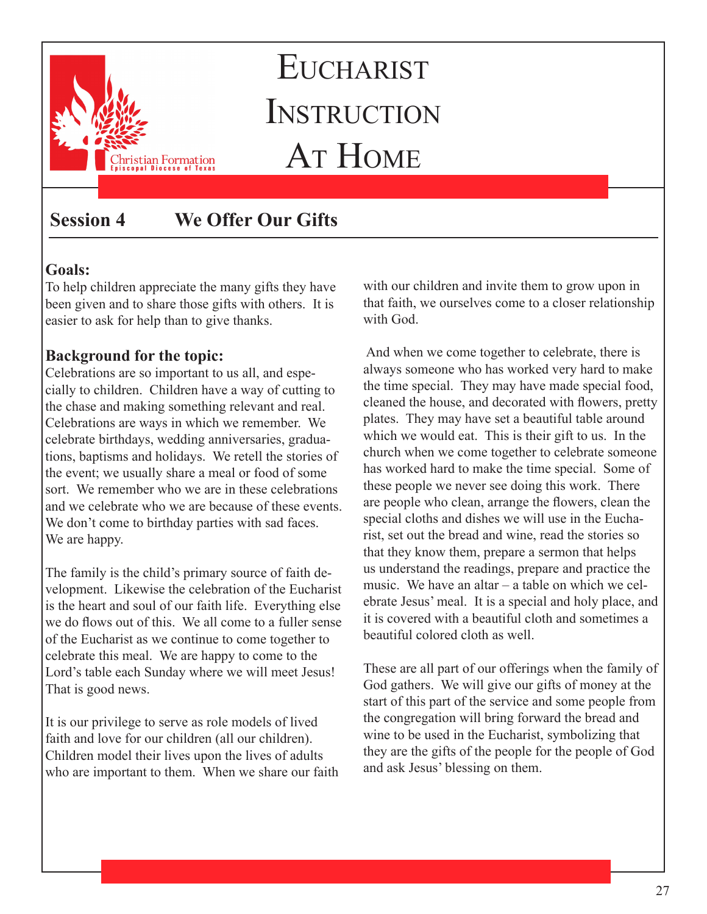# Eucharist Instruction At Home

Christian Formation
Episcopal Diocese of Texas

## Session 4 We Offer Our Gifts

**Goals:**
To help children appreciate the many gifts they have been given and to share those gifts with others. It is easier to ask for help than to give thanks.

**Background for the topic:**
Celebrations are so important to us all, and especially to children. Children have a way of cutting to the chase and making something relevant and real. Celebrations are ways in which we remember. We celebrate birthdays, wedding anniversaries, graduations, baptisms and holidays. We retell the stories of the event; we usually share a meal or food of some sort. We remember who we are in these celebrations and we celebrate who we are because of these events. We don't come to birthday parties with sad faces. We are happy.

The family is the child's primary source of faith development. Likewise the celebration of the Eucharist is the heart and soul of our faith life. Everything else we do flows out of this. We all come to a fuller sense of the Eucharist as we continue to come together to celebrate this meal. We are happy to come to the Lord's table each Sunday where we will meet Jesus! That is good news.

It is our privilege to serve as role models of lived faith and love for our children (all our children). Children model their lives upon the lives of adults who are important to them. When we share our faith with our children and invite them to grow upon in that faith, we ourselves come to a closer relationship with God.

And when we come together to celebrate, there is always someone who has worked very hard to make the time special. They may have made special food, cleaned the house, and decorated with flowers, pretty plates. They may have set a beautiful table around which we would eat. This is their gift to us. In the church when we come together to celebrate someone has worked hard to make the time special. Some of these people we never see doing this work. There are people who clean, arrange the flowers, clean the special cloths and dishes we will use in the Eucharist, set out the bread and wine, read the stories so that they know them, prepare a sermon that helps us understand the readings, prepare and practice the music. We have an altar – a table on which we celebrate Jesus' meal. It is a special and holy place, and it is covered with a beautiful cloth and sometimes a beautiful colored cloth as well.

These are all part of our offerings when the family of God gathers. We will give our gifts of money at the start of this part of the service and some people from the congregation will bring forward the bread and wine to be used in the Eucharist, symbolizing that they are the gifts of the people for the people of God and ask Jesus' blessing on them.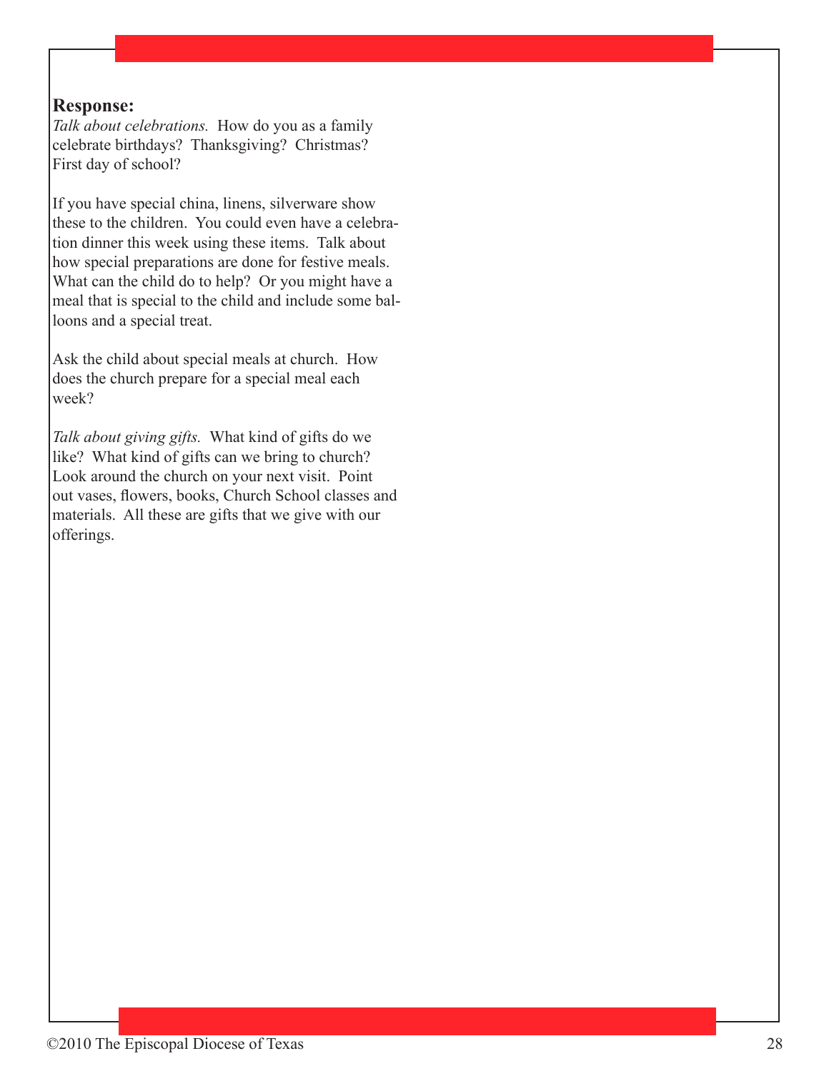**Response:**

*Talk about celebrations.* How do you as a family celebrate birthdays? Thanksgiving? Christmas? First day of school?

If you have special china, linens, silverware show these to the children. You could even have a celebration dinner this week using these items. Talk about how special preparations are done for festive meals. What can the child do to help? Or you might have a meal that is special to the child and include some balloons and a special treat.

Ask the child about special meals at church. How does the church prepare for a special meal each week?

*Talk about giving gifts.* What kind of gifts do we like? What kind of gifts can we bring to church? Look around the church on your next visit. Point out vases, flowers, books, Church School classes and materials. All these are gifts that we give with our offerings.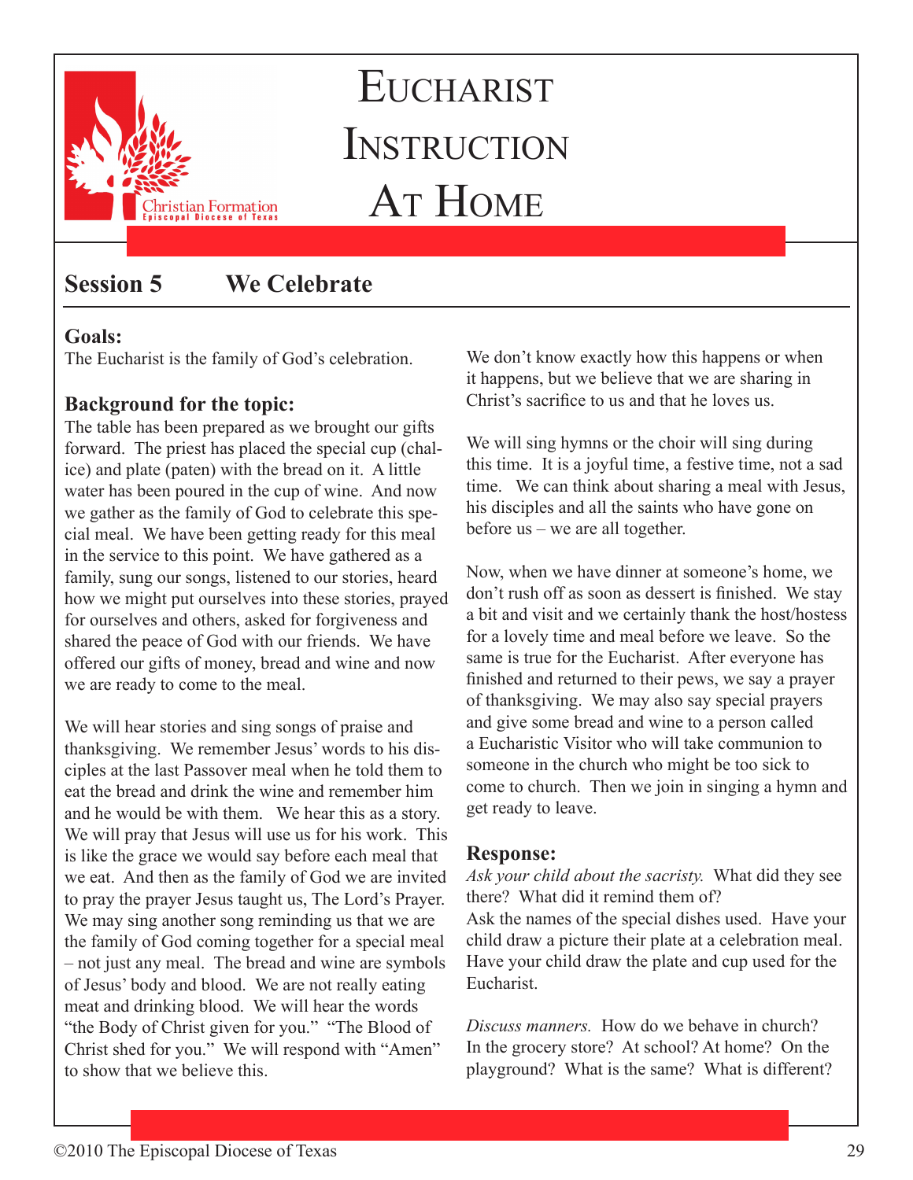# Eucharist Instruction At Home

## Session 5 We Celebrate

**Goals:**

The Eucharist is the family of God's celebration.

### Background for the topic:

The table has been prepared as we brought our gifts forward. The priest has placed the special cup (chalice) and plate (paten) with the bread on it. A little water has been poured in the cup of wine. And now we gather as the family of God to celebrate this special meal. We have been getting ready for this meal in the service to this point. We have gathered as a family, sung our songs, listened to our stories, heard how we might put ourselves into these stories, prayed for ourselves and others, asked for forgiveness and shared the peace of God with our friends. We have offered our gifts of money, bread and wine and now we are ready to come to the meal.

We will hear stories and sing songs of praise and thanksgiving. We remember Jesus' words to his disciples at the last Passover meal when he told them to eat the bread and drink the wine and remember him and he would be with them. We hear this as a story. We will pray that Jesus will use us for his work. This is like the grace we would say before each meal that we eat. And then as the family of God we are invited to pray the prayer Jesus taught us, The Lord's Prayer. We may sing another song reminding us that we are the family of God coming together for a special meal – not just any meal. The bread and wine are symbols of Jesus' body and blood. We are not really eating meat and drinking blood. We will hear the words "the Body of Christ given for you." "The Blood of Christ shed for you." We will respond with "Amen" to show that we believe this.

We don't know exactly how this happens or when it happens, but we believe that we are sharing in Christ's sacrifice to us and that he loves us.

We will sing hymns or the choir will sing during this time. It is a joyful time, a festive time, not a sad time. We can think about sharing a meal with Jesus, his disciples and all the saints who have gone on before us – we are all together.

Now, when we have dinner at someone's home, we don't rush off as soon as dessert is finished. We stay a bit and visit and we certainly thank the host/hostess for a lovely time and meal before we leave. So the same is true for the Eucharist. After everyone has finished and returned to their pews, we say a prayer of thanksgiving. We may also say special prayers and give some bread and wine to a person called a Eucharistic Visitor who will take communion to someone in the church who might be too sick to come to church. Then we join in singing a hymn and get ready to leave.

### Response:

*Ask your child about the sacristy.* What did they see there? What did it remind them of?

Ask the names of the special dishes used. Have your child draw a picture their plate at a celebration meal. Have your child draw the plate and cup used for the Eucharist.

*Discuss manners.* How do we behave in church? In the grocery store? At school? At home? On the playground? What is the same? What is different?

©2010 The Episcopal Diocese of Texas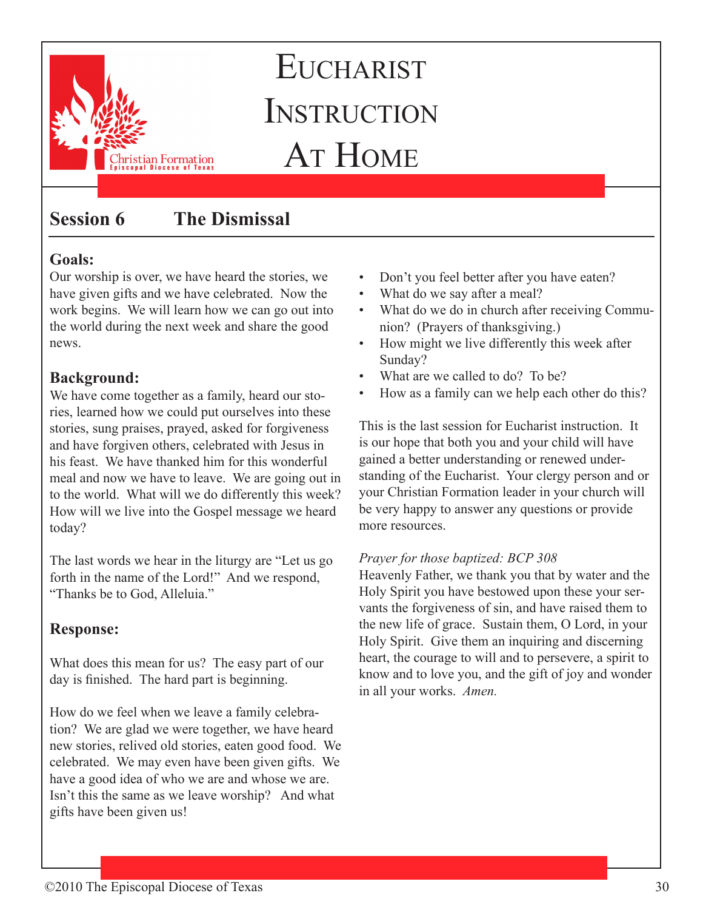# Eucharist Instruction At Home

## Session 6 The Dismissal

### Goals:

Our worship is over, we have heard the stories, we have given gifts and we have celebrated. Now the work begins. We will learn how we can go out into the world during the next week and share the good news.

### Background:

We have come together as a family, heard our stories, learned how we could put ourselves into these stories, sung praises, prayed, asked for forgiveness and have forgiven others, celebrated with Jesus in his feast. We have thanked him for this wonderful meal and now we have to leave. We are going out in to the world. What will we do differently this week? How will we live into the Gospel message we heard today?

The last words we hear in the liturgy are "Let us go forth in the name of the Lord!" And we respond, "Thanks be to God, Alleluia."

### Response:

What does this mean for us? The easy part of our day is finished. The hard part is beginning.

How do we feel when we leave a family celebration? We are glad we were together, we have heard new stories, relived old stories, eaten good food. We celebrated. We may even have been given gifts. We have a good idea of who we are and whose we are. Isn't this the same as we leave worship? And what gifts have been given us!

- Don't you feel better after you have eaten?
- What do we say after a meal?
- What do we do in church after receiving Communion? (Prayers of thanksgiving.)
- How might we live differently this week after Sunday?
- What are we called to do? To be?
- How as a family can we help each other do this?

This is the last session for Eucharist instruction. It is our hope that both you and your child will have gained a better understanding or renewed understanding of the Eucharist. Your clergy person and or your Christian Formation leader in your church will be very happy to answer any questions or provide more resources.

*Prayer for those baptized: BCP 308*

Heavenly Father, we thank you that by water and the Holy Spirit you have bestowed upon these your servants the forgiveness of sin, and have raised them to the new life of grace. Sustain them, O Lord, in your Holy Spirit. Give them an inquiring and discerning heart, the courage to will and to persevere, a spirit to know and to love you, and the gift of joy and wonder in all your works. *Amen.*

©2010 The Episcopal Diocese of Texas